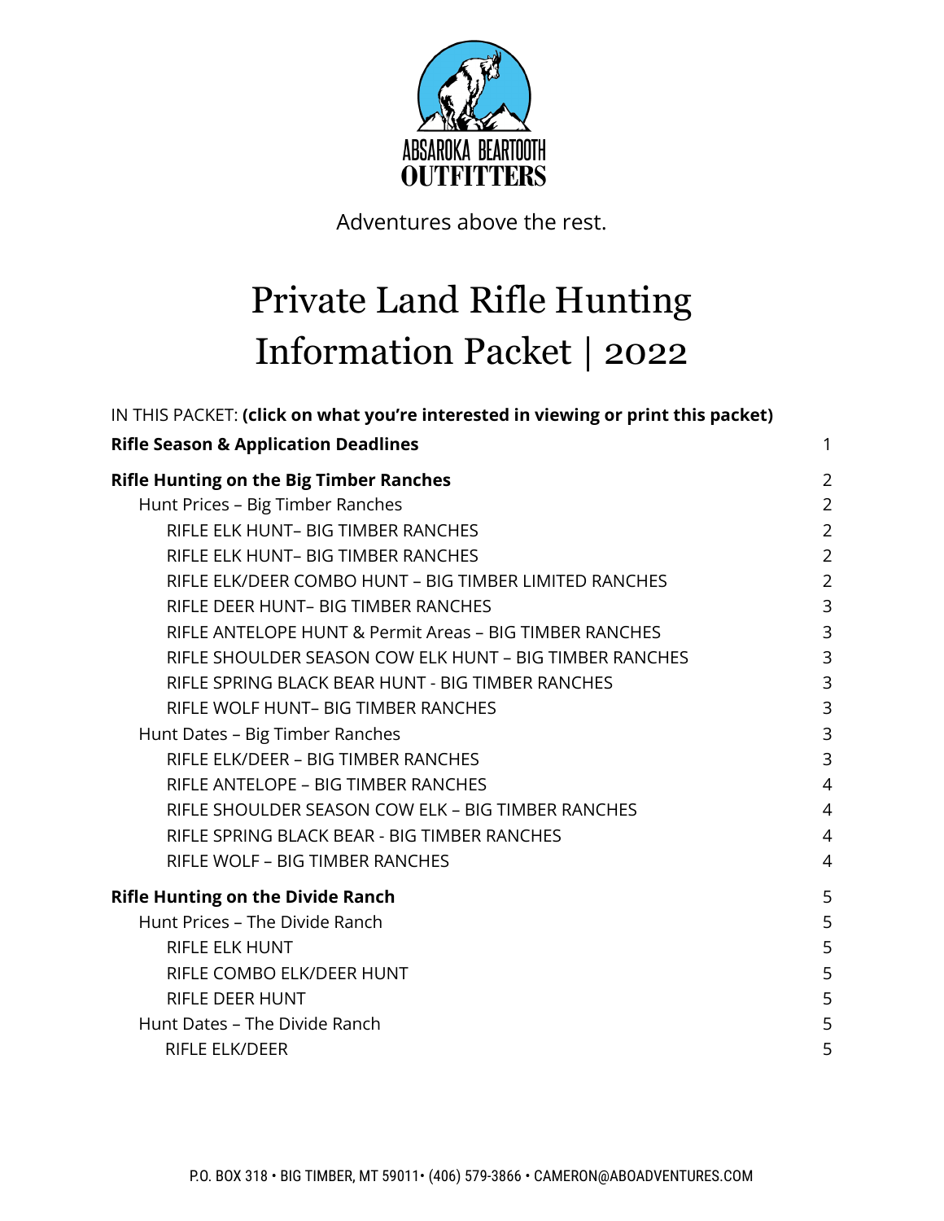ABSAROKA BEARTOOTH
OUTFITTERS

Adventures above the rest.

# Private Land Rifle Hunting Information Packet | 2022

IN THIS PACKET: **(click on what you're interested in viewing or print this packet)**

**Rifle Season & Application Deadlines** 1

**Rifle Hunting on the Big Timber Ranches** 2

- Hunt Prices – Big Timber Ranches 2
  - RIFLE ELK HUNT– BIG TIMBER RANCHES 2
  - RIFLE ELK HUNT– BIG TIMBER RANCHES 2
  - RIFLE ELK/DEER COMBO HUNT – BIG TIMBER LIMITED RANCHES 2
  - RIFLE DEER HUNT– BIG TIMBER RANCHES 3
  - RIFLE ANTELOPE HUNT & Permit Areas – BIG TIMBER RANCHES 3
  - RIFLE SHOULDER SEASON COW ELK HUNT – BIG TIMBER RANCHES 3
  - RIFLE SPRING BLACK BEAR HUNT - BIG TIMBER RANCHES 3
  - RIFLE WOLF HUNT– BIG TIMBER RANCHES 3
- Hunt Dates – Big Timber Ranches 3
  - RIFLE ELK/DEER – BIG TIMBER RANCHES 3
  - RIFLE ANTELOPE – BIG TIMBER RANCHES 4
  - RIFLE SHOULDER SEASON COW ELK – BIG TIMBER RANCHES 4
  - RIFLE SPRING BLACK BEAR - BIG TIMBER RANCHES 4
  - RIFLE WOLF – BIG TIMBER RANCHES 4

**Rifle Hunting on the Divide Ranch** 5

- Hunt Prices – The Divide Ranch 5
  - RIFLE ELK HUNT 5
  - RIFLE COMBO ELK/DEER HUNT 5
  - RIFLE DEER HUNT 5
- Hunt Dates – The Divide Ranch 5
  - RIFLE ELK/DEER 5

P.O. BOX 318 • BIG TIMBER, MT 59011• (406) 579-3866 • CAMERON@ABOADVENTURES.COM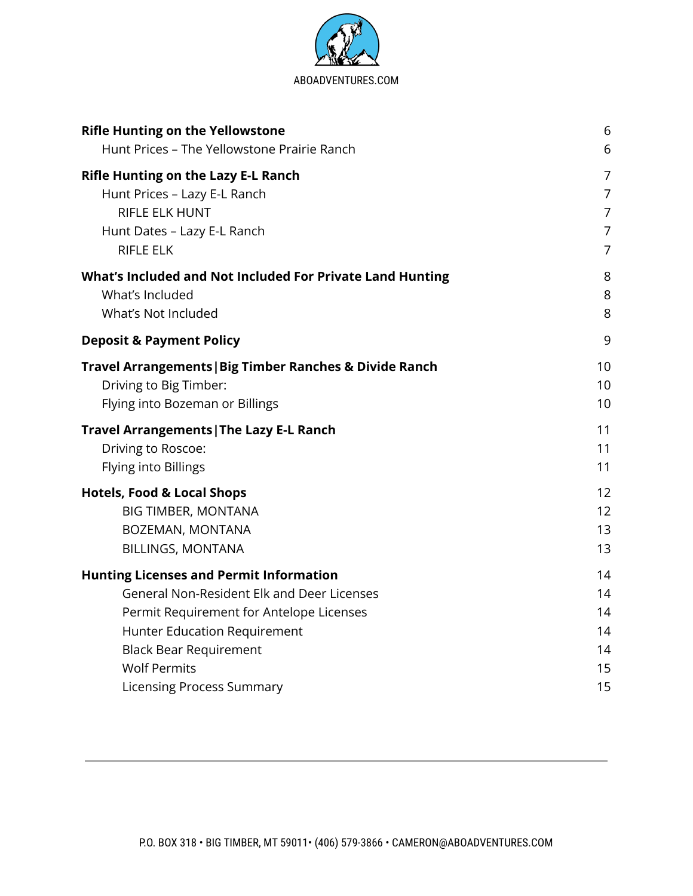ABOADVENTURES.COM

| | |
|---|---|
| **Rifle Hunting on the Yellowstone** | 6 |
| Hunt Prices – The Yellowstone Prairie Ranch | 6 |
| **Rifle Hunting on the Lazy E-L Ranch** | 7 |
| Hunt Prices – Lazy E-L Ranch | 7 |
| RIFLE ELK HUNT | 7 |
| Hunt Dates – Lazy E-L Ranch | 7 |
| RIFLE ELK | 7 |
| **What's Included and Not Included For Private Land Hunting** | 8 |
| What's Included | 8 |
| What's Not Included | 8 |
| **Deposit & Payment Policy** | 9 |
| **Travel Arrangements\|Big Timber Ranches & Divide Ranch** | 10 |
| Driving to Big Timber: | 10 |
| Flying into Bozeman or Billings | 10 |
| **Travel Arrangements\|The Lazy E-L Ranch** | 11 |
| Driving to Roscoe: | 11 |
| Flying into Billings | 11 |
| **Hotels, Food & Local Shops** | 12 |
| BIG TIMBER, MONTANA | 12 |
| BOZEMAN, MONTANA | 13 |
| BILLINGS, MONTANA | 13 |
| **Hunting Licenses and Permit Information** | 14 |
| General Non-Resident Elk and Deer Licenses | 14 |
| Permit Requirement for Antelope Licenses | 14 |
| Hunter Education Requirement | 14 |
| Black Bear Requirement | 14 |
| Wolf Permits | 15 |
| Licensing Process Summary | 15 |

P.O. BOX 318 • BIG TIMBER, MT 59011• (406) 579-3866 • CAMERON@ABOADVENTURES.COM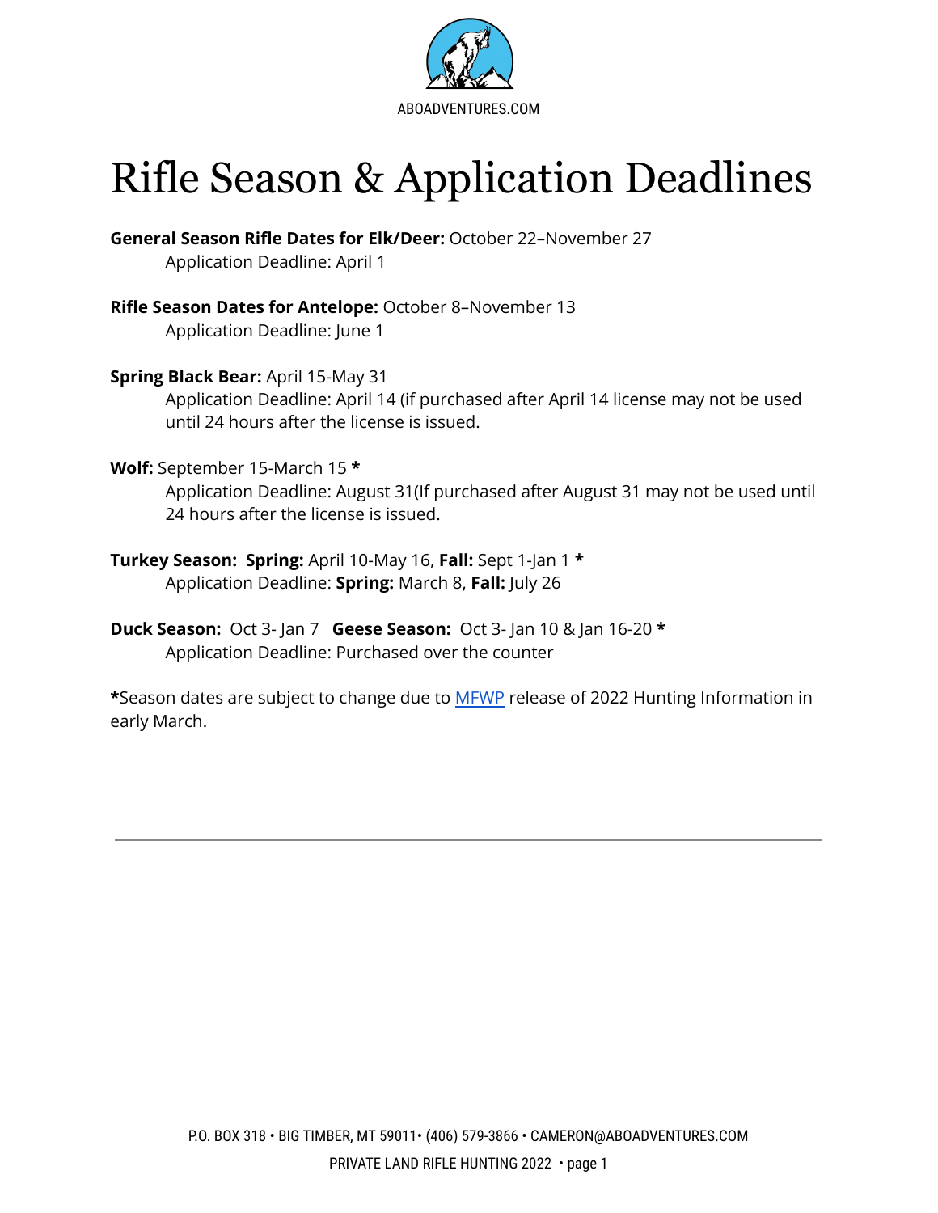ABOADVENTURES.COM

# Rifle Season & Application Deadlines

**General Season Rifle Dates for Elk/Deer:** October 22–November 27
Application Deadline: April 1

**Rifle Season Dates for Antelope:** October 8–November 13
Application Deadline: June 1

**Spring Black Bear:** April 15-May 31
Application Deadline: April 14 (if purchased after April 14 license may not be used until 24 hours after the license is issued.

**Wolf:** September 15-March 15 *
Application Deadline: August 31(If purchased after August 31 may not be used until 24 hours after the license is issued.

**Turkey Season: Spring:** April 10-May 16, **Fall:** Sept 1-Jan 1 *
Application Deadline: **Spring:** March 8, **Fall:** July 26

**Duck Season:** Oct 3- Jan 7 **Geese Season:** Oct 3- Jan 10 & Jan 16-20 *
Application Deadline: Purchased over the counter

*Season dates are subject to change due to MFWP release of 2022 Hunting Information in early March.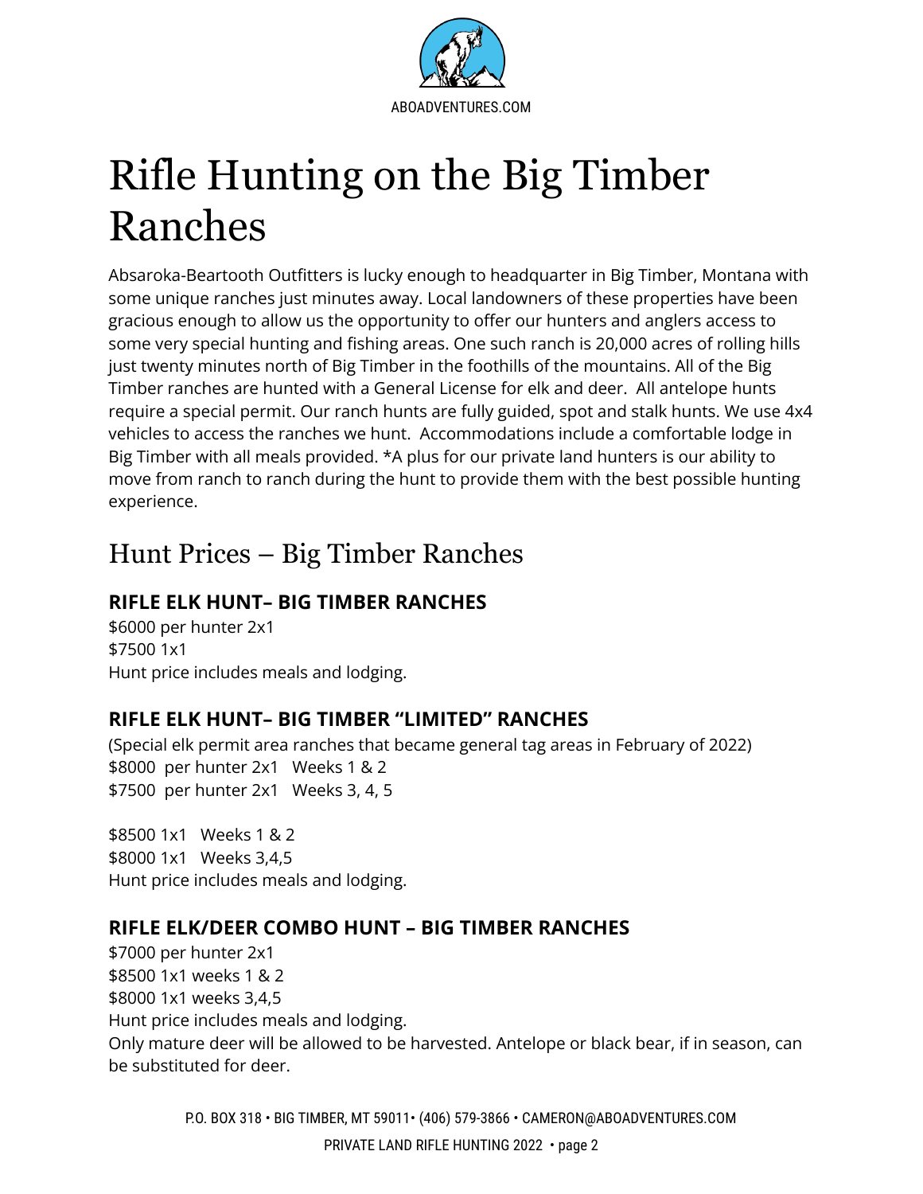# Rifle Hunting on the Big Timber Ranches

Absaroka-Beartooth Outfitters is lucky enough to headquarter in Big Timber, Montana with some unique ranches just minutes away. Local landowners of these properties have been gracious enough to allow us the opportunity to offer our hunters and anglers access to some very special hunting and fishing areas. One such ranch is 20,000 acres of rolling hills just twenty minutes north of Big Timber in the foothills of the mountains. All of the Big Timber ranches are hunted with a General License for elk and deer. All antelope hunts require a special permit. Our ranch hunts are fully guided, spot and stalk hunts. We use 4x4 vehicles to access the ranches we hunt. Accommodations include a comfortable lodge in Big Timber with all meals provided. *A plus for our private land hunters is our ability to move from ranch to ranch during the hunt to provide them with the best possible hunting experience.

## Hunt Prices – Big Timber Ranches

### RIFLE ELK HUNT– BIG TIMBER RANCHES

$6000 per hunter 2x1
$7500 1x1
Hunt price includes meals and lodging.

### RIFLE ELK HUNT– BIG TIMBER "LIMITED" RANCHES

(Special elk permit area ranches that became general tag areas in February of 2022)
$8000 per hunter 2x1 Weeks 1 & 2
$7500 per hunter 2x1 Weeks 3, 4, 5

$8500 1x1 Weeks 1 & 2
$8000 1x1 Weeks 3,4,5
Hunt price includes meals and lodging.

### RIFLE ELK/DEER COMBO HUNT – BIG TIMBER RANCHES

$7000 per hunter 2x1
$8500 1x1 weeks 1 & 2
$8000 1x1 weeks 3,4,5
Hunt price includes meals and lodging.
Only mature deer will be allowed to be harvested. Antelope or black bear, if in season, can be substituted for deer.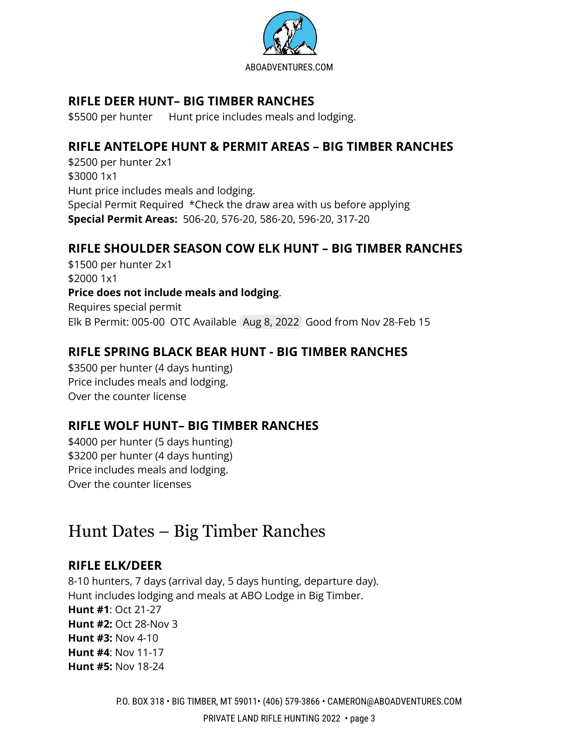### RIFLE DEER HUNT– BIG TIMBER RANCHES

$5500 per hunter    Hunt price includes meals and lodging.

### RIFLE ANTELOPE HUNT & PERMIT AREAS – BIG TIMBER RANCHES

$2500 per hunter 2x1
$3000 1x1
Hunt price includes meals and lodging.
Special Permit Required  *Check the draw area with us before applying
**Special Permit Areas:** 506-20, 576-20, 586-20, 596-20, 317-20

### RIFLE SHOULDER SEASON COW ELK HUNT – BIG TIMBER RANCHES

$1500 per hunter 2x1
$2000 1x1
**Price does not include meals and lodging**.
Requires special permit
Elk B Permit: 005-00  OTC Available  Aug 8, 2022  Good from Nov 28-Feb 15

### RIFLE SPRING BLACK BEAR HUNT - BIG TIMBER RANCHES

$3500 per hunter (4 days hunting)
Price includes meals and lodging.
Over the counter license

### RIFLE WOLF HUNT– BIG TIMBER RANCHES

$4000 per hunter (5 days hunting)
$3200 per hunter (4 days hunting)
Price includes meals and lodging.
Over the counter licenses

## Hunt Dates – Big Timber Ranches

### RIFLE ELK/DEER

8-10 hunters, 7 days (arrival day, 5 days hunting, departure day).
Hunt includes lodging and meals at ABO Lodge in Big Timber.
**Hunt #1**: Oct 21-27
**Hunt #2:** Oct 28-Nov 3
**Hunt #3:** Nov 4-10
**Hunt #4**: Nov 11-17
**Hunt #5:** Nov 18-24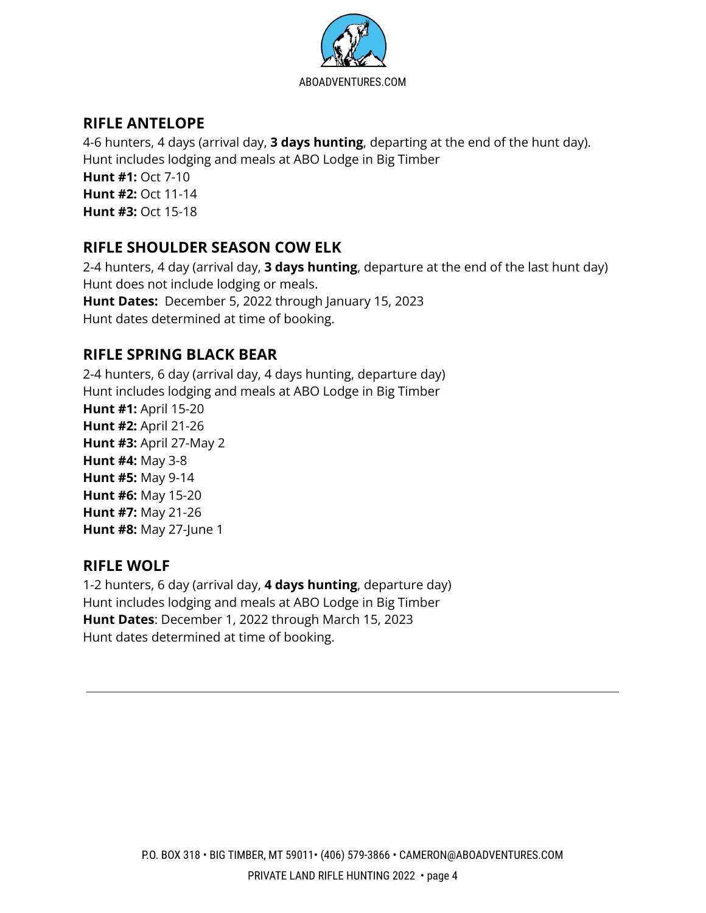## RIFLE ANTELOPE

4-6 hunters, 4 days (arrival day, **3 days hunting**, departing at the end of the hunt day).
Hunt includes lodging and meals at ABO Lodge in Big Timber
**Hunt #1:** Oct 7-10
**Hunt #2:** Oct 11-14
**Hunt #3:** Oct 15-18

## RIFLE SHOULDER SEASON COW ELK

2-4 hunters, 4 day (arrival day, **3 days hunting**, departure at the end of the last hunt day)
Hunt does not include lodging or meals.
**Hunt Dates:** December 5, 2022 through January 15, 2023
Hunt dates determined at time of booking.

## RIFLE SPRING BLACK BEAR

2-4 hunters, 6 day (arrival day, 4 days hunting, departure day)
Hunt includes lodging and meals at ABO Lodge in Big Timber
**Hunt #1:** April 15-20
**Hunt #2:** April 21-26
**Hunt #3:** April 27-May 2
**Hunt #4:** May 3-8
**Hunt #5:** May 9-14
**Hunt #6:** May 15-20
**Hunt #7:** May 21-26
**Hunt #8:** May 27-June 1

## RIFLE WOLF

1-2 hunters, 6 day (arrival day, **4 days hunting**, departure day)
Hunt includes lodging and meals at ABO Lodge in Big Timber
**Hunt Dates**: December 1, 2022 through March 15, 2023
Hunt dates determined at time of booking.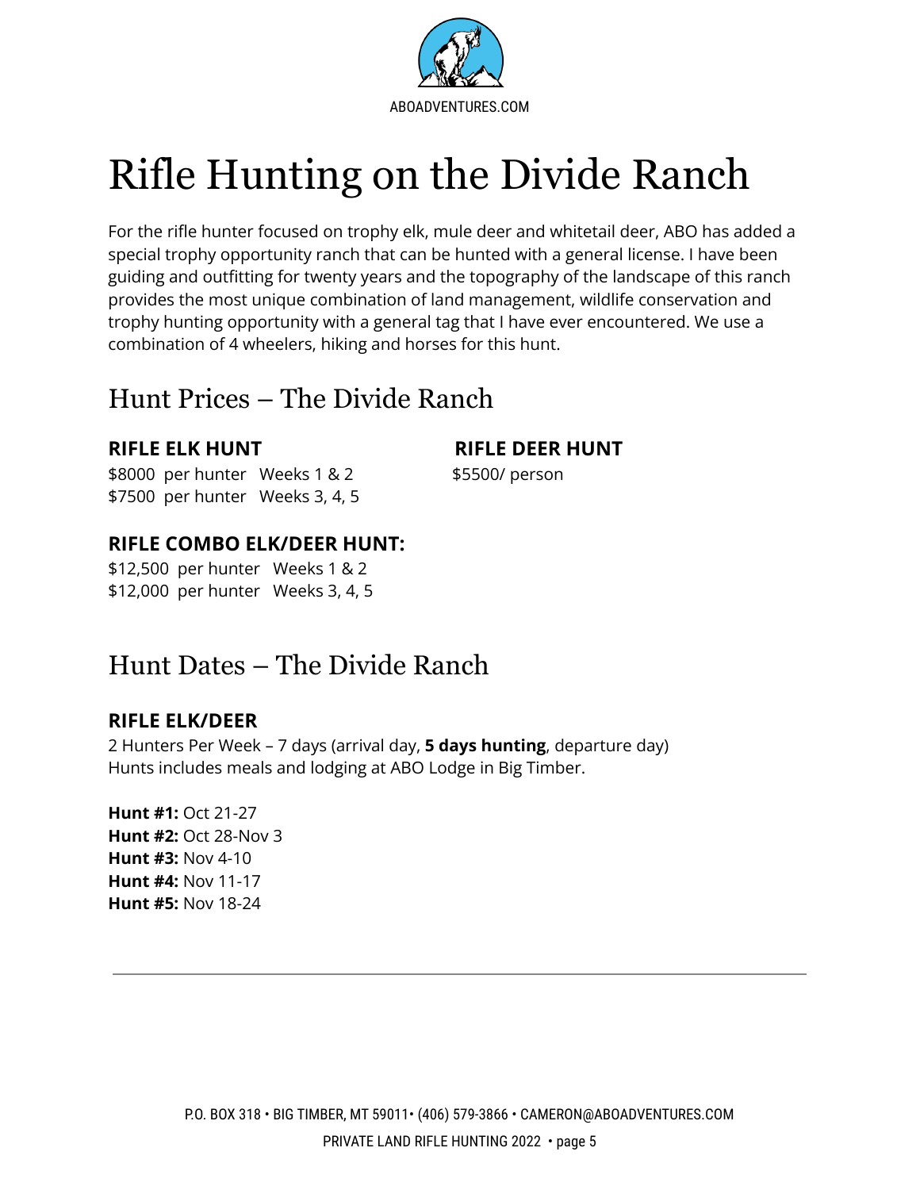# Rifle Hunting on the Divide Ranch

For the rifle hunter focused on trophy elk, mule deer and whitetail deer, ABO has added a special trophy opportunity ranch that can be hunted with a general license. I have been guiding and outfitting for twenty years and the topography of the landscape of this ranch provides the most unique combination of land management, wildlife conservation and trophy hunting opportunity with a general tag that I have ever encountered. We use a combination of 4 wheelers, hiking and horses for this hunt.

## Hunt Prices – The Divide Ranch

**RIFLE ELK HUNT**

$8000 per hunter Weeks 1 & 2
$7500 per hunter Weeks 3, 4, 5

**RIFLE DEER HUNT**

$5500/ person

**RIFLE COMBO ELK/DEER HUNT:**

$12,500 per hunter Weeks 1 & 2
$12,000 per hunter Weeks 3, 4, 5

## Hunt Dates – The Divide Ranch

**RIFLE ELK/DEER**

2 Hunters Per Week – 7 days (arrival day, **5 days hunting**, departure day)
Hunts includes meals and lodging at ABO Lodge in Big Timber.

**Hunt #1:** Oct 21-27
**Hunt #2:** Oct 28-Nov 3
**Hunt #3:** Nov 4-10
**Hunt #4:** Nov 11-17
**Hunt #5:** Nov 18-24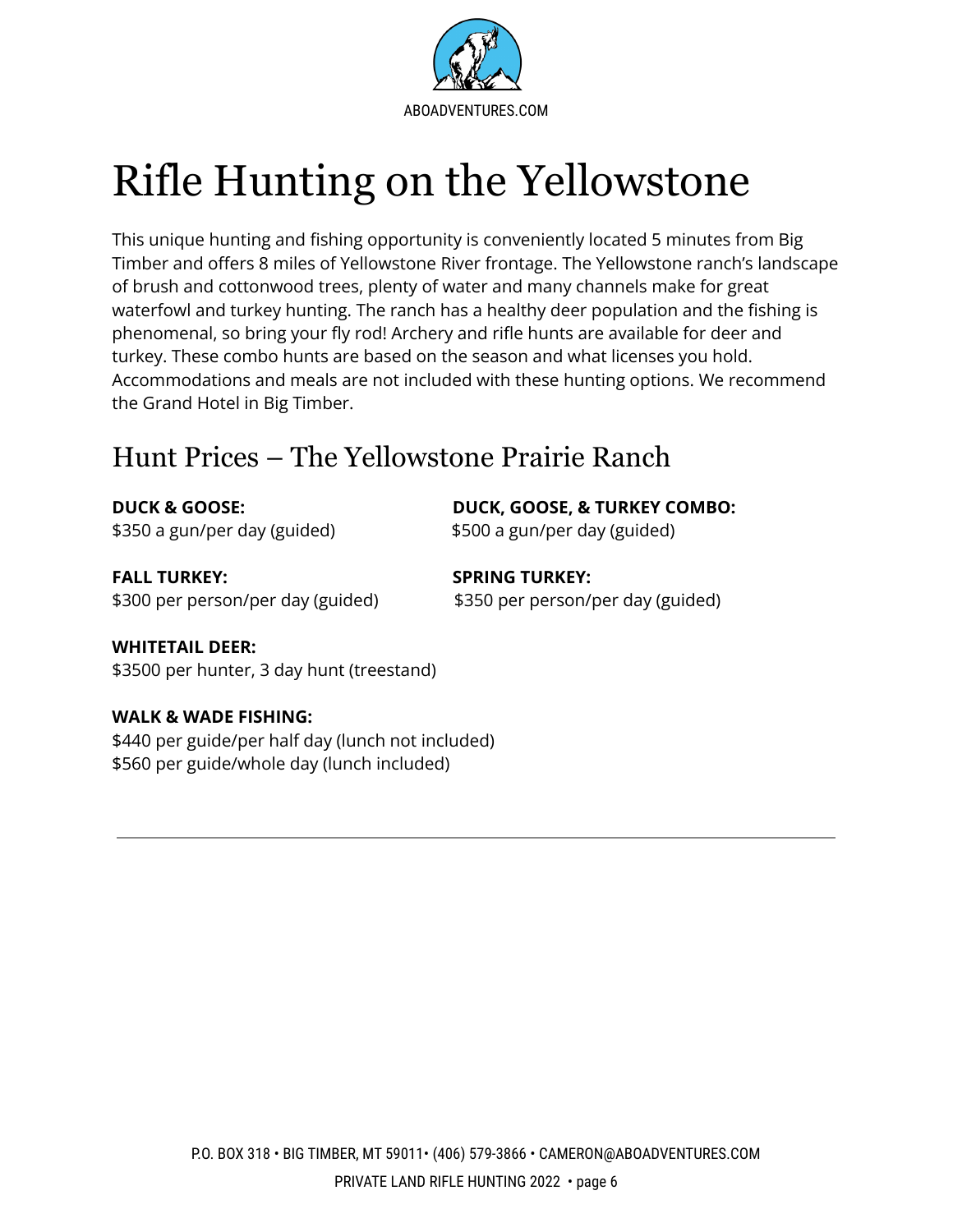# Rifle Hunting on the Yellowstone

This unique hunting and fishing opportunity is conveniently located 5 minutes from Big Timber and offers 8 miles of Yellowstone River frontage. The Yellowstone ranch's landscape of brush and cottonwood trees, plenty of water and many channels make for great waterfowl and turkey hunting. The ranch has a healthy deer population and the fishing is phenomenal, so bring your fly rod! Archery and rifle hunts are available for deer and turkey. These combo hunts are based on the season and what licenses you hold. Accommodations and meals are not included with these hunting options. We recommend the Grand Hotel in Big Timber.

## Hunt Prices – The Yellowstone Prairie Ranch

**DUCK & GOOSE:**
$350 a gun/per day (guided)

**DUCK, GOOSE, & TURKEY COMBO:**
$500 a gun/per day (guided)

**FALL TURKEY:**
$300 per person/per day (guided)

**SPRING TURKEY:**
$350 per person/per day (guided)

**WHITETAIL DEER:**
$3500 per hunter, 3 day hunt (treestand)

**WALK & WADE FISHING:**
$440 per guide/per half day (lunch not included)
$560 per guide/whole day (lunch included)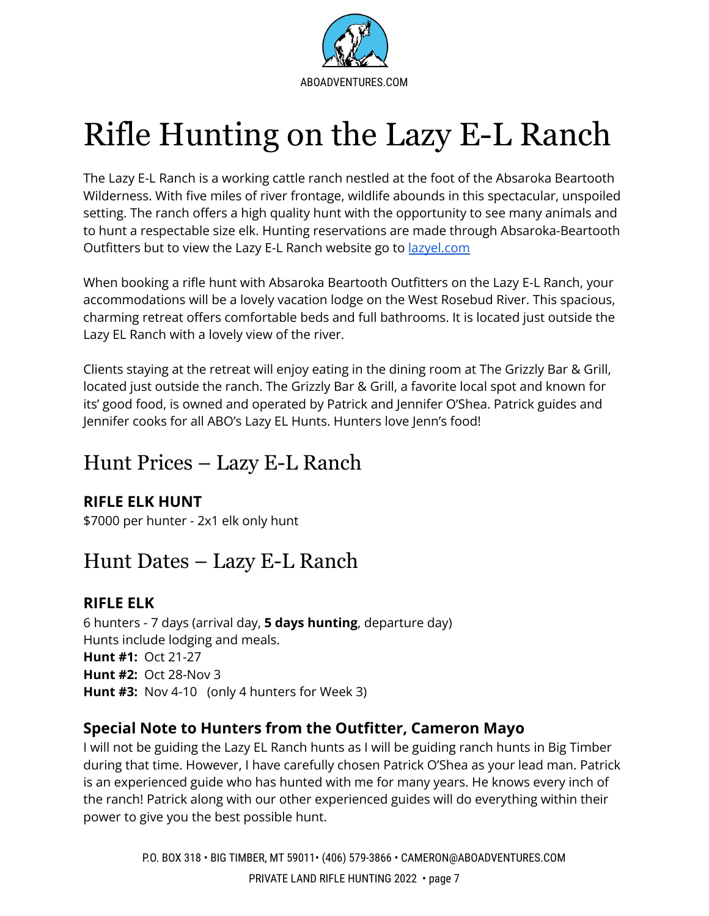# Rifle Hunting on the Lazy E-L Ranch

The Lazy E-L Ranch is a working cattle ranch nestled at the foot of the Absaroka Beartooth Wilderness. With five miles of river frontage, wildlife abounds in this spectacular, unspoiled setting. The ranch offers a high quality hunt with the opportunity to see many animals and to hunt a respectable size elk. Hunting reservations are made through Absaroka-Beartooth Outfitters but to view the Lazy E-L Ranch website go to [lazyel.com](lazyel.com)

When booking a rifle hunt with Absaroka Beartooth Outfitters on the Lazy E-L Ranch, your accommodations will be a lovely vacation lodge on the West Rosebud River. This spacious, charming retreat offers comfortable beds and full bathrooms. It is located just outside the Lazy EL Ranch with a lovely view of the river.

Clients staying at the retreat will enjoy eating in the dining room at The Grizzly Bar & Grill, located just outside the ranch. The Grizzly Bar & Grill, a favorite local spot and known for its' good food, is owned and operated by Patrick and Jennifer O'Shea. Patrick guides and Jennifer cooks for all ABO's Lazy EL Hunts. Hunters love Jenn's food!

## Hunt Prices – Lazy E-L Ranch

**RIFLE ELK HUNT**
$7000 per hunter - 2x1 elk only hunt

## Hunt Dates – Lazy E-L Ranch

**RIFLE ELK**
6 hunters - 7 days (arrival day, **5 days hunting**, departure day)
Hunts include lodging and meals.
**Hunt #1:** Oct 21-27
**Hunt #2:** Oct 28-Nov 3
**Hunt #3:** Nov 4-10 (only 4 hunters for Week 3)

### Special Note to Hunters from the Outfitter, Cameron Mayo

I will not be guiding the Lazy EL Ranch hunts as I will be guiding ranch hunts in Big Timber during that time. However, I have carefully chosen Patrick O'Shea as your lead man. Patrick is an experienced guide who has hunted with me for many years. He knows every inch of the ranch! Patrick along with our other experienced guides will do everything within their power to give you the best possible hunt.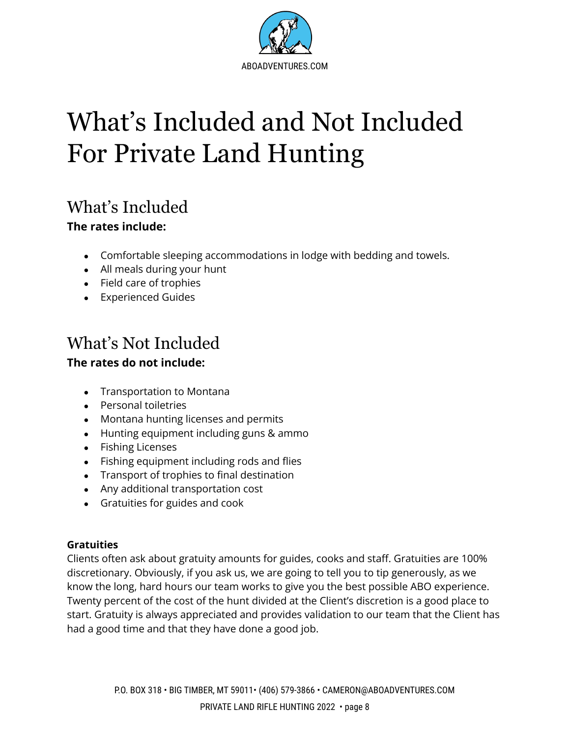# What's Included and Not Included For Private Land Hunting

## What's Included

**The rates include:**

- Comfortable sleeping accommodations in lodge with bedding and towels.
- All meals during your hunt
- Field care of trophies
- Experienced Guides

## What's Not Included

**The rates do not include:**

- Transportation to Montana
- Personal toiletries
- Montana hunting licenses and permits
- Hunting equipment including guns & ammo
- Fishing Licenses
- Fishing equipment including rods and flies
- Transport of trophies to final destination
- Any additional transportation cost
- Gratuities for guides and cook

**Gratuities**

Clients often ask about gratuity amounts for guides, cooks and staff. Gratuities are 100% discretionary. Obviously, if you ask us, we are going to tell you to tip generously, as we know the long, hard hours our team works to give you the best possible ABO experience. Twenty percent of the cost of the hunt divided at the Client's discretion is a good place to start. Gratuity is always appreciated and provides validation to our team that the Client has had a good time and that they have done a good job.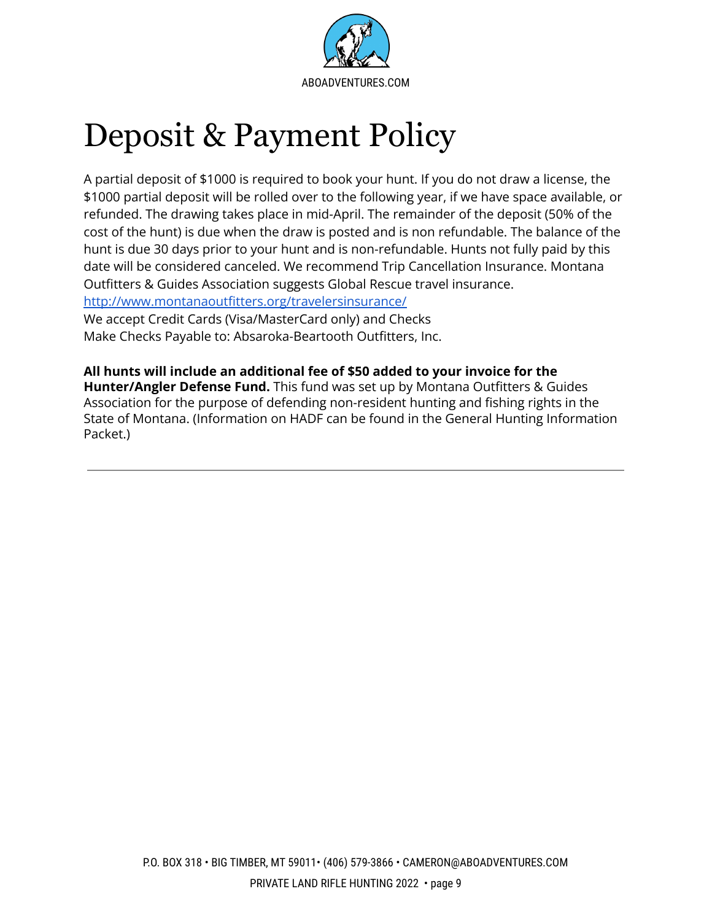# Deposit & Payment Policy

A partial deposit of $1000 is required to book your hunt. If you do not draw a license, the $1000 partial deposit will be rolled over to the following year, if we have space available, or refunded. The drawing takes place in mid-April. The remainder of the deposit (50% of the cost of the hunt) is due when the draw is posted and is non refundable. The balance of the hunt is due 30 days prior to your hunt and is non-refundable. Hunts not fully paid by this date will be considered canceled. We recommend Trip Cancellation Insurance. Montana Outfitters & Guides Association suggests Global Rescue travel insurance.
[http://www.montanaoutfitters.org/travelersinsurance/](http://www.montanaoutfitters.org/travelersinsurance/)
We accept Credit Cards (Visa/MasterCard only) and Checks
Make Checks Payable to: Absaroka-Beartooth Outfitters, Inc.

**All hunts will include an additional fee of $50 added to your invoice for the Hunter/Angler Defense Fund.** This fund was set up by Montana Outfitters & Guides Association for the purpose of defending non-resident hunting and fishing rights in the State of Montana. (Information on HADF can be found in the General Hunting Information Packet.)

---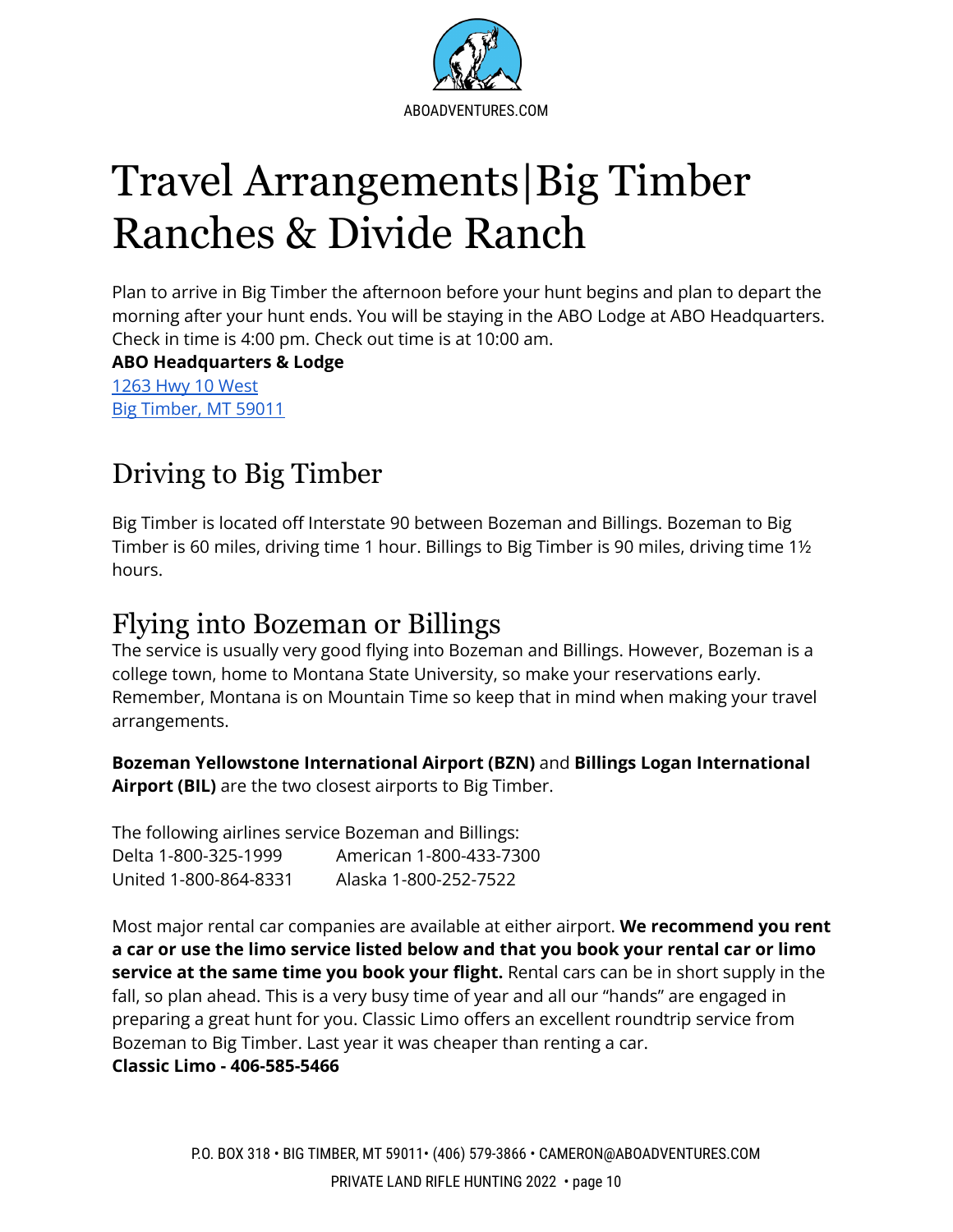# Travel Arrangements|Big Timber Ranches & Divide Ranch

Plan to arrive in Big Timber the afternoon before your hunt begins and plan to depart the morning after your hunt ends. You will be staying in the ABO Lodge at ABO Headquarters. Check in time is 4:00 pm. Check out time is at 10:00 am.

**ABO Headquarters & Lodge**
1263 Hwy 10 West
Big Timber, MT 59011

## Driving to Big Timber

Big Timber is located off Interstate 90 between Bozeman and Billings. Bozeman to Big Timber is 60 miles, driving time 1 hour. Billings to Big Timber is 90 miles, driving time 1½ hours.

## Flying into Bozeman or Billings

The service is usually very good flying into Bozeman and Billings. However, Bozeman is a college town, home to Montana State University, so make your reservations early. Remember, Montana is on Mountain Time so keep that in mind when making your travel arrangements.

**Bozeman Yellowstone International Airport (BZN)** and **Billings Logan International Airport (BIL)** are the two closest airports to Big Timber.

The following airlines service Bozeman and Billings:

Delta 1-800-325-1999
American 1-800-433-7300
United 1-800-864-8331
Alaska 1-800-252-7522

Most major rental car companies are available at either airport. **We recommend you rent a car or use the limo service listed below and that you book your rental car or limo service at the same time you book your flight.** Rental cars can be in short supply in the fall, so plan ahead. This is a very busy time of year and all our "hands" are engaged in preparing a great hunt for you. Classic Limo offers an excellent roundtrip service from Bozeman to Big Timber. Last year it was cheaper than renting a car.

**Classic Limo - 406-585-5466**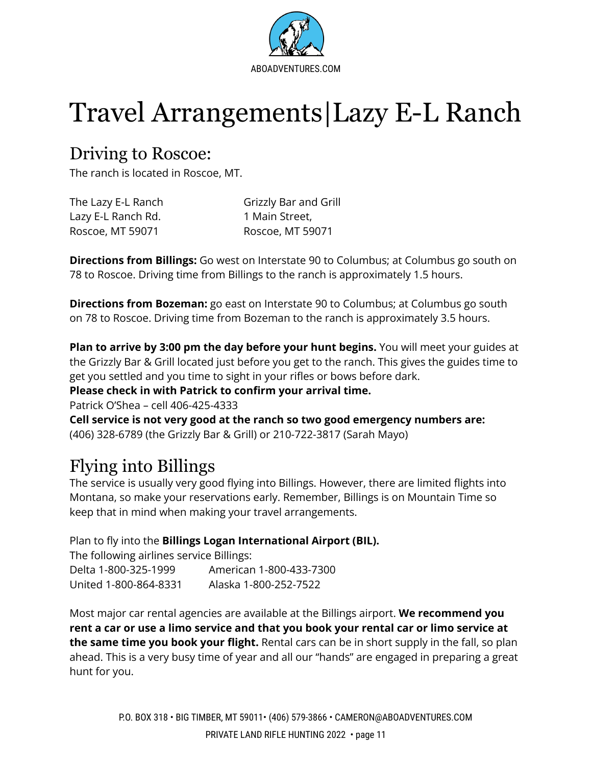# Travel Arrangements|Lazy E-L Ranch

## Driving to Roscoe:

The ranch is located in Roscoe, MT.

The Lazy E-L Ranch
Lazy E-L Ranch Rd.
Roscoe, MT 59071

Grizzly Bar and Grill
1 Main Street,
Roscoe, MT 59071

**Directions from Billings:** Go west on Interstate 90 to Columbus; at Columbus go south on 78 to Roscoe. Driving time from Billings to the ranch is approximately 1.5 hours.

**Directions from Bozeman:** go east on Interstate 90 to Columbus; at Columbus go south on 78 to Roscoe. Driving time from Bozeman to the ranch is approximately 3.5 hours.

**Plan to arrive by 3:00 pm the day before your hunt begins.** You will meet your guides at the Grizzly Bar & Grill located just before you get to the ranch. This gives the guides time to get you settled and you time to sight in your rifles or bows before dark.

**Please check in with Patrick to confirm your arrival time.**

Patrick O'Shea – cell 406-425-4333

**Cell service is not very good at the ranch so two good emergency numbers are:**

(406) 328-6789 (the Grizzly Bar & Grill) or 210-722-3817 (Sarah Mayo)

## Flying into Billings

The service is usually very good flying into Billings. However, there are limited flights into Montana, so make your reservations early. Remember, Billings is on Mountain Time so keep that in mind when making your travel arrangements.

Plan to fly into the **Billings Logan International Airport (BIL).**

The following airlines service Billings:

Delta 1-800-325-1999
American 1-800-433-7300
United 1-800-864-8331
Alaska 1-800-252-7522

Most major car rental agencies are available at the Billings airport. **We recommend you rent a car or use a limo service and that you book your rental car or limo service at the same time you book your flight.** Rental cars can be in short supply in the fall, so plan ahead. This is a very busy time of year and all our "hands" are engaged in preparing a great hunt for you.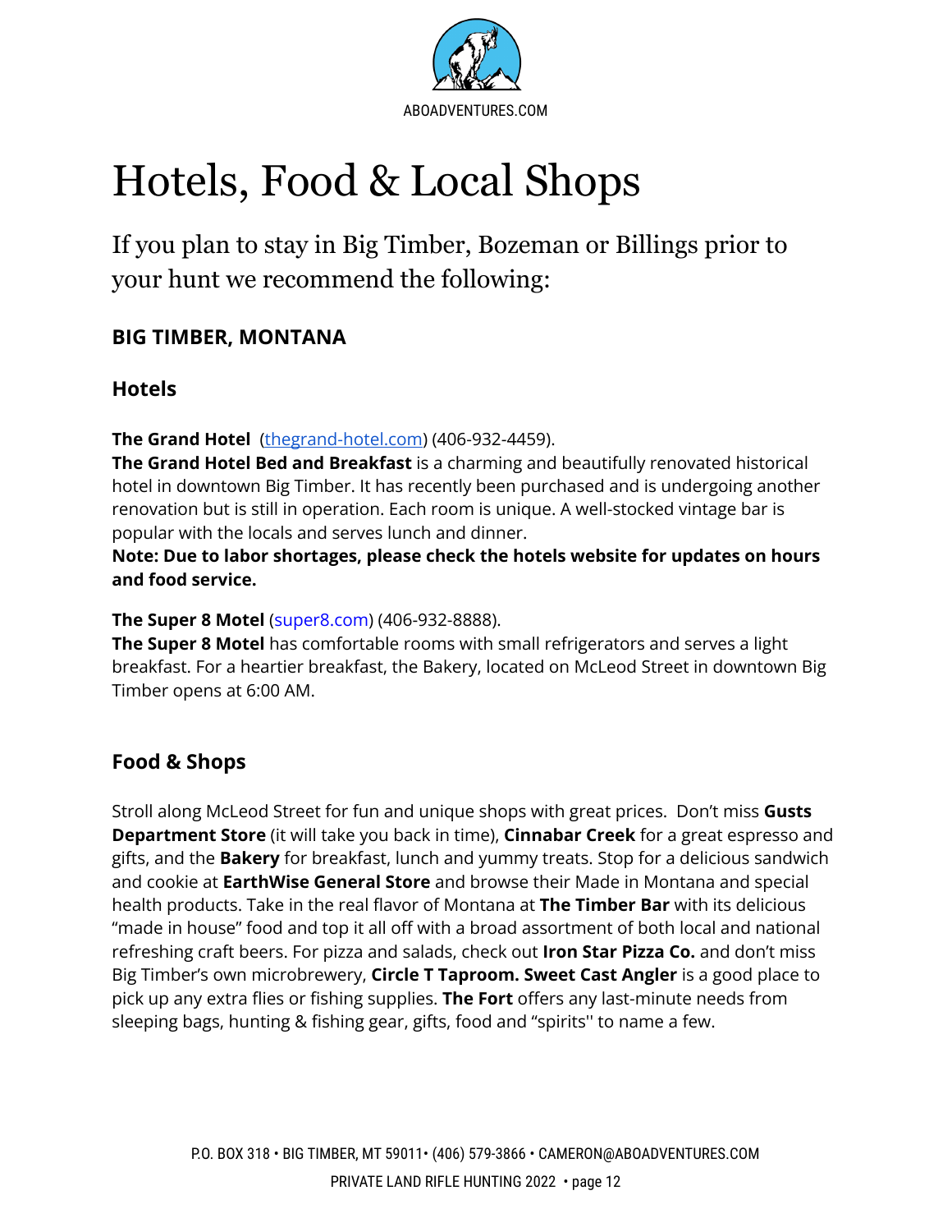# Hotels, Food & Local Shops

## If you plan to stay in Big Timber, Bozeman or Billings prior to your hunt we recommend the following:

### BIG TIMBER, MONTANA

### Hotels

**The Grand Hotel** ([thegrand-hotel.com](thegrand-hotel.com)) (406-932-4459).
**The Grand Hotel Bed and Breakfast** is a charming and beautifully renovated historical hotel in downtown Big Timber. It has recently been purchased and is undergoing another renovation but is still in operation. Each room is unique. A well-stocked vintage bar is popular with the locals and serves lunch and dinner.
**Note: Due to labor shortages, please check the hotels website for updates on hours and food service.**

**The Super 8 Motel** (super8.com) (406-932-8888).
**The Super 8 Motel** has comfortable rooms with small refrigerators and serves a light breakfast. For a heartier breakfast, the Bakery, located on McLeod Street in downtown Big Timber opens at 6:00 AM.

### Food & Shops

Stroll along McLeod Street for fun and unique shops with great prices. Don't miss **Gusts Department Store** (it will take you back in time), **Cinnabar Creek** for a great espresso and gifts, and the **Bakery** for breakfast, lunch and yummy treats. Stop for a delicious sandwich and cookie at **EarthWise General Store** and browse their Made in Montana and special health products. Take in the real flavor of Montana at **The Timber Bar** with its delicious "made in house" food and top it all off with a broad assortment of both local and national refreshing craft beers. For pizza and salads, check out **Iron Star Pizza Co.** and don't miss Big Timber's own microbrewery, **Circle T Taproom. Sweet Cast Angler** is a good place to pick up any extra flies or fishing supplies. **The Fort** offers any last-minute needs from sleeping bags, hunting & fishing gear, gifts, food and "spirits'' to name a few.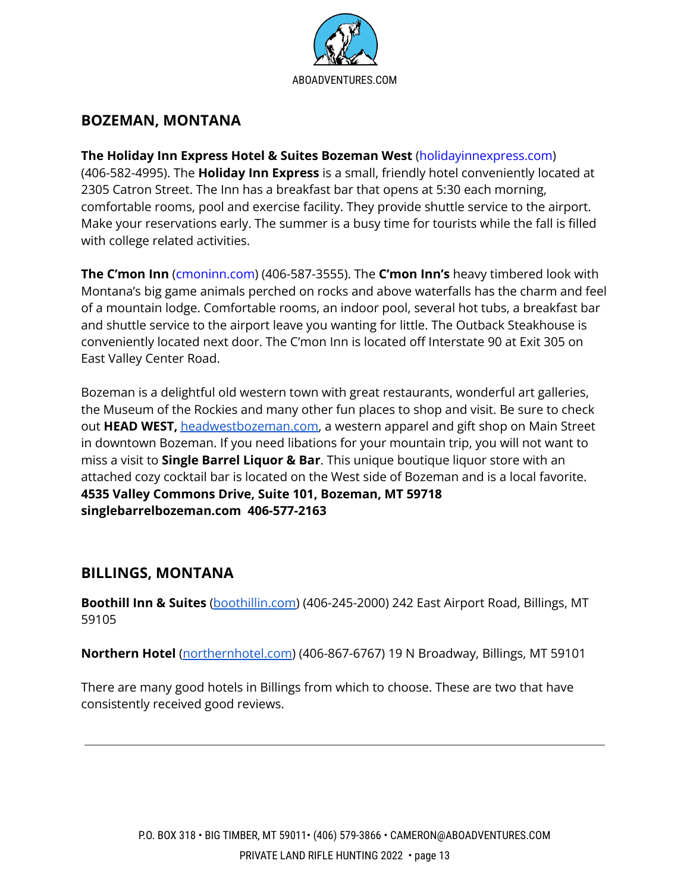## BOZEMAN, MONTANA

**The Holiday Inn Express Hotel & Suites Bozeman West** (holidayinnexpress.com) (406-582-4995). The **Holiday Inn Express** is a small, friendly hotel conveniently located at 2305 Catron Street. The Inn has a breakfast bar that opens at 5:30 each morning, comfortable rooms, pool and exercise facility. They provide shuttle service to the airport. Make your reservations early. The summer is a busy time for tourists while the fall is filled with college related activities.

**The C'mon Inn** (cmoninn.com) (406-587-3555). The **C'mon Inn's** heavy timbered look with Montana's big game animals perched on rocks and above waterfalls has the charm and feel of a mountain lodge. Comfortable rooms, an indoor pool, several hot tubs, a breakfast bar and shuttle service to the airport leave you wanting for little. The Outback Steakhouse is conveniently located next door. The C'mon Inn is located off Interstate 90 at Exit 305 on East Valley Center Road.

Bozeman is a delightful old western town with great restaurants, wonderful art galleries, the Museum of the Rockies and many other fun places to shop and visit. Be sure to check out **HEAD WEST,** headwestbozeman.com, a western apparel and gift shop on Main Street in downtown Bozeman. If you need libations for your mountain trip, you will not want to miss a visit to **Single Barrel Liquor & Bar**. This unique boutique liquor store with an attached cozy cocktail bar is located on the West side of Bozeman and is a local favorite.
**4535 Valley Commons Drive, Suite 101, Bozeman, MT 59718**
**singlebarrelbozeman.com 406-577-2163**

## BILLINGS, MONTANA

**Boothill Inn & Suites** (boothillin.com) (406-245-2000) 242 East Airport Road, Billings, MT 59105

**Northern Hotel** (northernhotel.com) (406-867-6767) 19 N Broadway, Billings, MT 59101

There are many good hotels in Billings from which to choose. These are two that have consistently received good reviews.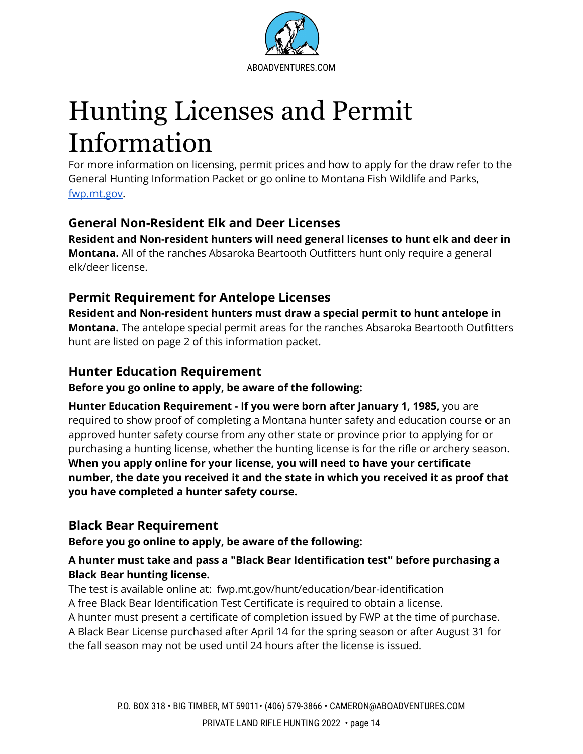# Hunting Licenses and Permit Information

For more information on licensing, permit prices and how to apply for the draw refer to the General Hunting Information Packet or go online to Montana Fish Wildlife and Parks, [fwp.mt.gov](fwp.mt.gov).

## General Non-Resident Elk and Deer Licenses

**Resident and Non-resident hunters will need general licenses to hunt elk and deer in Montana.** All of the ranches Absaroka Beartooth Outfitters hunt only require a general elk/deer license.

## Permit Requirement for Antelope Licenses

**Resident and Non-resident hunters must draw a special permit to hunt antelope in Montana.** The antelope special permit areas for the ranches Absaroka Beartooth Outfitters hunt are listed on page 2 of this information packet.

## Hunter Education Requirement

**Before you go online to apply, be aware of the following:**

**Hunter Education Requirement - If you were born after January 1, 1985,** you are required to show proof of completing a Montana hunter safety and education course or an approved hunter safety course from any other state or province prior to applying for or purchasing a hunting license, whether the hunting license is for the rifle or archery season. **When you apply online for your license, you will need to have your certificate number, the date you received it and the state in which you received it as proof that you have completed a hunter safety course.**

## Black Bear Requirement

**Before you go online to apply, be aware of the following:**

**A hunter must take and pass a "Black Bear Identification test" before purchasing a Black Bear hunting license.**

The test is available online at: fwp.mt.gov/hunt/education/bear-identification
A free Black Bear Identification Test Certificate is required to obtain a license.
A hunter must present a certificate of completion issued by FWP at the time of purchase.
A Black Bear License purchased after April 14 for the spring season or after August 31 for the fall season may not be used until 24 hours after the license is issued.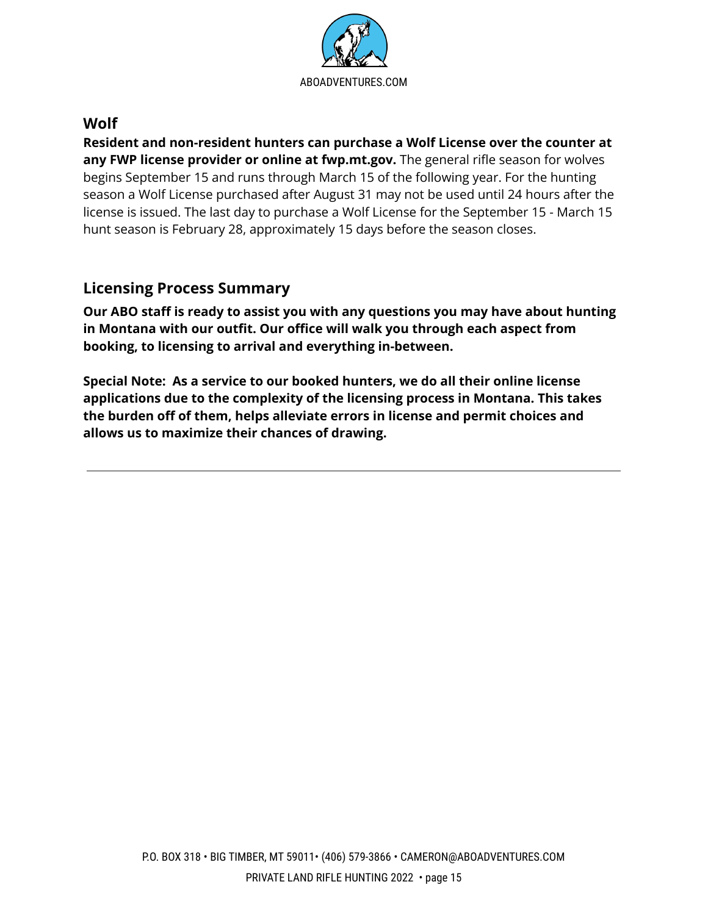## Wolf

**Resident and non-resident hunters can purchase a Wolf License over the counter at any FWP license provider or online at fwp.mt.gov.** The general rifle season for wolves begins September 15 and runs through March 15 of the following year. For the hunting season a Wolf License purchased after August 31 may not be used until 24 hours after the license is issued. The last day to purchase a Wolf License for the September 15 - March 15 hunt season is February 28, approximately 15 days before the season closes.

## Licensing Process Summary

**Our ABO staff is ready to assist you with any questions you may have about hunting in Montana with our outfit. Our office will walk you through each aspect from booking, to licensing to arrival and everything in-between.**

**Special Note: As a service to our booked hunters, we do all their online license applications due to the complexity of the licensing process in Montana. This takes the burden off of them, helps alleviate errors in license and permit choices and allows us to maximize their chances of drawing.**

---